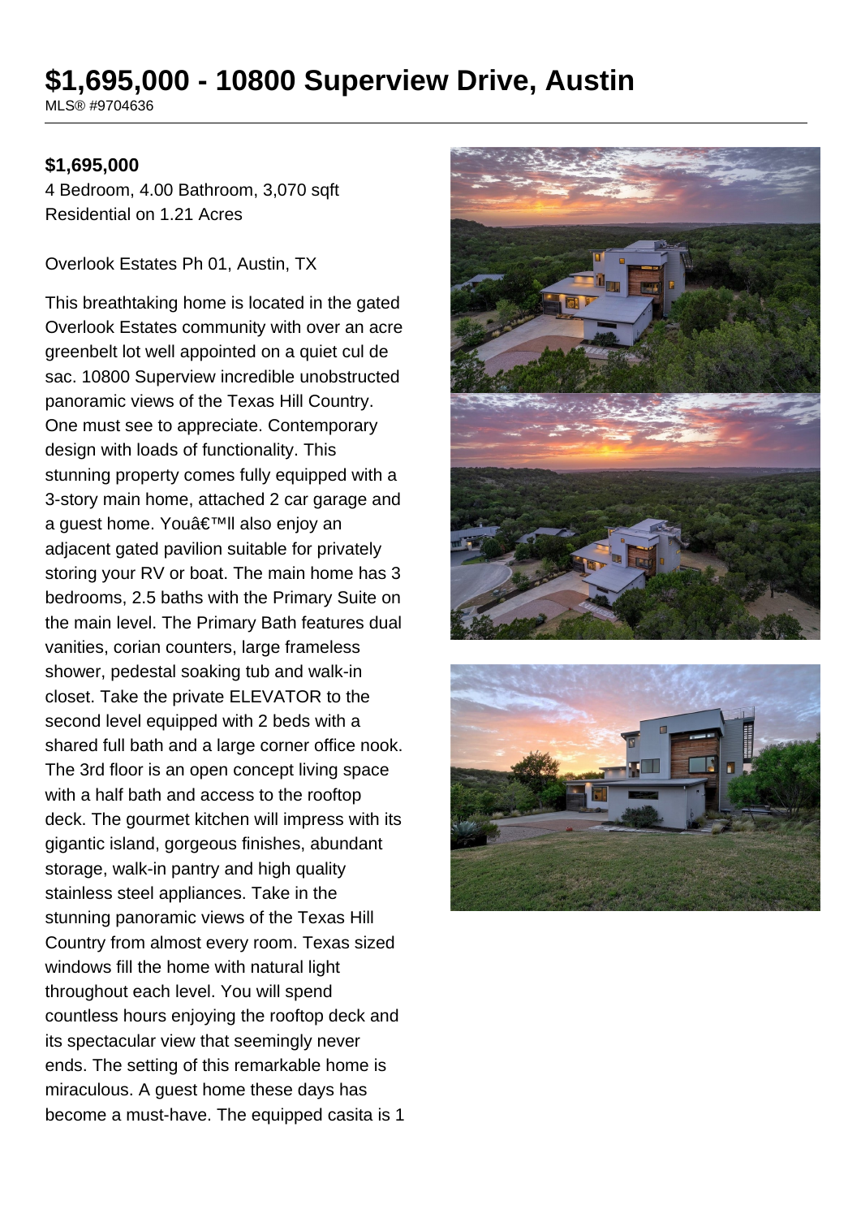# $1,695,000 - 10800 Superview Drive, Austin

MLS® #9704636

**$1,695,000**

4 Bedroom, 4.00 Bathroom, 3,070 sqft
Residential on 1.21 Acres

Overlook Estates Ph 01, Austin, TX

This breathtaking home is located in the gated Overlook Estates community with over an acre greenbelt lot well appointed on a quiet cul de sac. 10800 Superview incredible unobstructed panoramic views of the Texas Hill Country. One must see to appreciate. Contemporary design with loads of functionality. This stunning property comes fully equipped with a 3-story main home, attached 2 car garage and a guest home. Youâ€™ll also enjoy an adjacent gated pavilion suitable for privately storing your RV or boat. The main home has 3 bedrooms, 2.5 baths with the Primary Suite on the main level. The Primary Bath features dual vanities, corian counters, large frameless shower, pedestal soaking tub and walk-in closet. Take the private ELEVATOR to the second level equipped with 2 beds with a shared full bath and a large corner office nook. The 3rd floor is an open concept living space with a half bath and access to the rooftop deck. The gourmet kitchen will impress with its gigantic island, gorgeous finishes, abundant storage, walk-in pantry and high quality stainless steel appliances. Take in the stunning panoramic views of the Texas Hill Country from almost every room. Texas sized windows fill the home with natural light throughout each level. You will spend countless hours enjoying the rooftop deck and its spectacular view that seemingly never ends. The setting of this remarkable home is miraculous. A guest home these days has become a must-have. The equipped casita is 1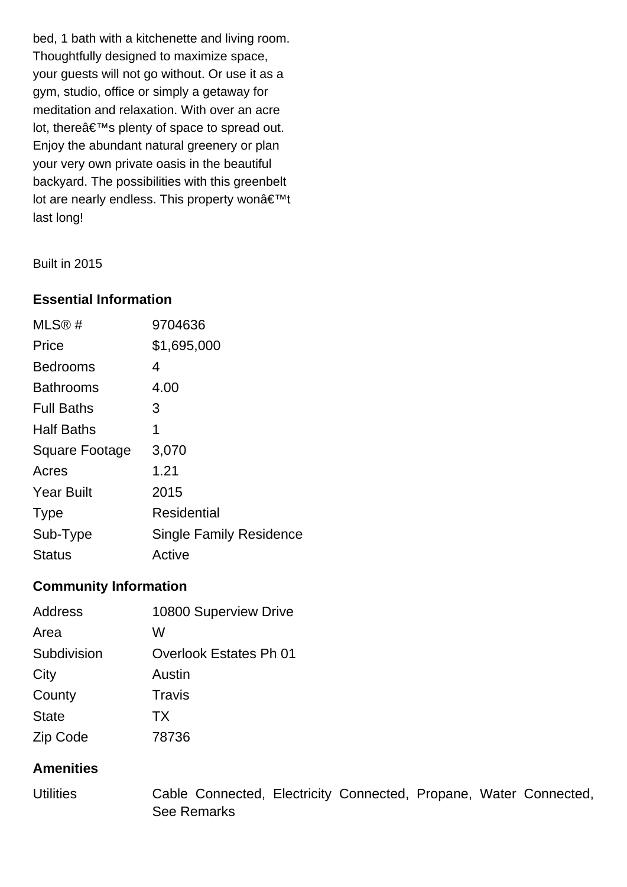bed, 1 bath with a kitchenette and living room. Thoughtfully designed to maximize space, your guests will not go without. Or use it as a gym, studio, office or simply a getaway for meditation and relaxation. With over an acre lot, thereâ€™s plenty of space to spread out. Enjoy the abundant natural greenery or plan your very own private oasis in the beautiful backyard. The possibilities with this greenbelt lot are nearly endless. This property wonâ€™t last long!

Built in 2015

### Essential Information

| | |
|---|---|
| MLS® # | 9704636 |
| Price | $1,695,000 |
| Bedrooms | 4 |
| Bathrooms | 4.00 |
| Full Baths | 3 |
| Half Baths | 1 |
| Square Footage | 3,070 |
| Acres | 1.21 |
| Year Built | 2015 |
| Type | Residential |
| Sub-Type | Single Family Residence |
| Status | Active |

### Community Information

| | |
|---|---|
| Address | 10800 Superview Drive |
| Area | W |
| Subdivision | Overlook Estates Ph 01 |
| City | Austin |
| County | Travis |
| State | TX |
| Zip Code | 78736 |

### Amenities

| | |
|---|---|
| Utilities | Cable Connected, Electricity Connected, Propane, Water Connected, See Remarks |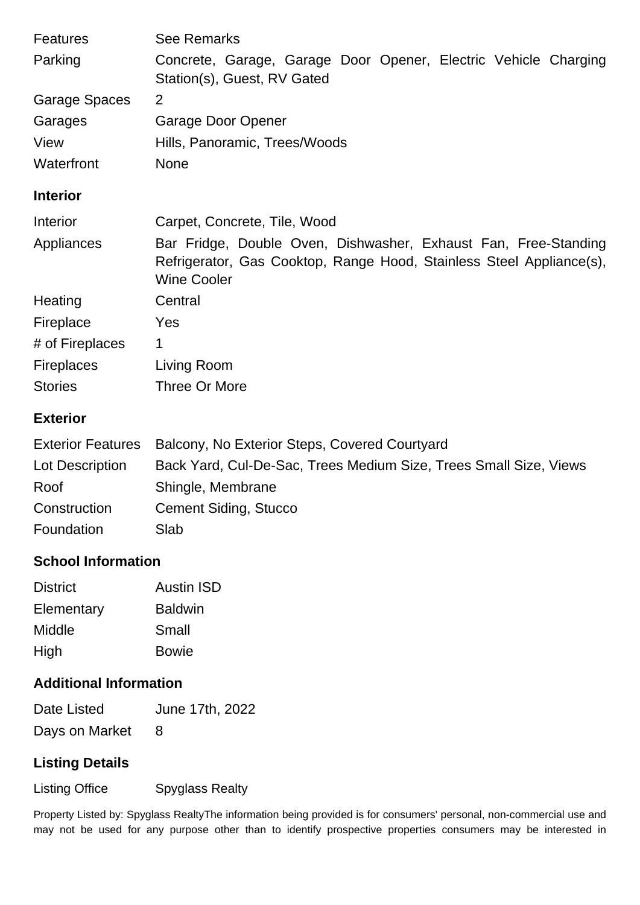| | |
|---|---|
| Features | See Remarks |
| Parking | Concrete, Garage, Garage Door Opener, Electric Vehicle Charging Station(s), Guest, RV Gated |
| Garage Spaces | 2 |
| Garages | Garage Door Opener |
| View | Hills, Panoramic, Trees/Woods |
| Waterfront | None |

### Interior

| | |
|---|---|
| Interior | Carpet, Concrete, Tile, Wood |
| Appliances | Bar Fridge, Double Oven, Dishwasher, Exhaust Fan, Free-Standing Refrigerator, Gas Cooktop, Range Hood, Stainless Steel Appliance(s), Wine Cooler |
| Heating | Central |
| Fireplace | Yes |
| # of Fireplaces | 1 |
| Fireplaces | Living Room |
| Stories | Three Or More |

### Exterior

| | |
|---|---|
| Exterior Features | Balcony, No Exterior Steps, Covered Courtyard |
| Lot Description | Back Yard, Cul-De-Sac, Trees Medium Size, Trees Small Size, Views |
| Roof | Shingle, Membrane |
| Construction | Cement Siding, Stucco |
| Foundation | Slab |

### School Information

| | |
|---|---|
| District | Austin ISD |
| Elementary | Baldwin |
| Middle | Small |
| High | Bowie |

### Additional Information

| | |
|---|---|
| Date Listed | June 17th, 2022 |
| Days on Market | 8 |

### Listing Details

| | |
|---|---|
| Listing Office | Spyglass Realty |

Property Listed by: Spyglass RealtyThe information being provided is for consumers' personal, non-commercial use and may not be used for any purpose other than to identify prospective properties consumers may be interested in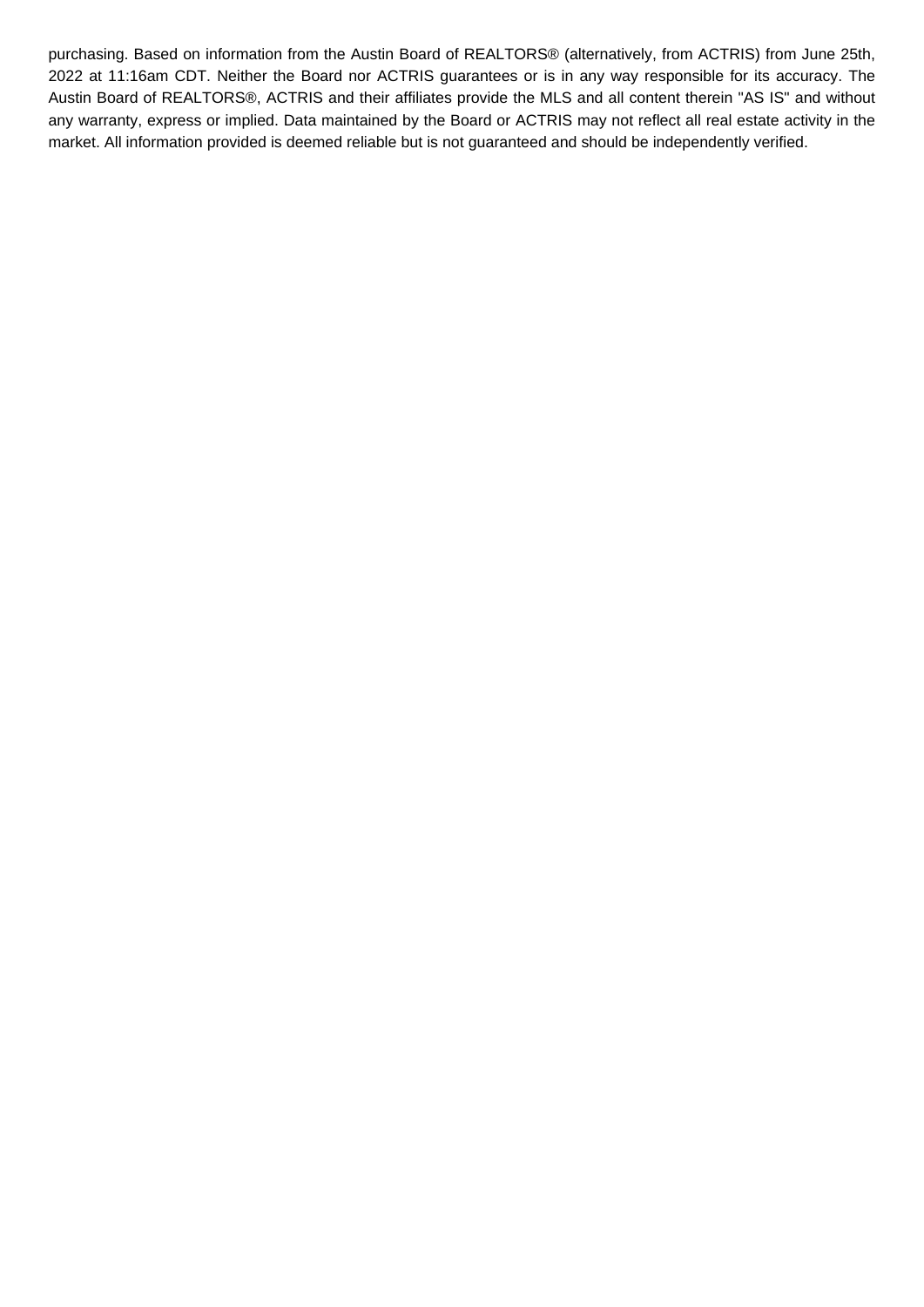purchasing. Based on information from the Austin Board of REALTORS® (alternatively, from ACTRIS) from June 25th, 2022 at 11:16am CDT. Neither the Board nor ACTRIS guarantees or is in any way responsible for its accuracy. The Austin Board of REALTORS®, ACTRIS and their affiliates provide the MLS and all content therein "AS IS" and without any warranty, express or implied. Data maintained by the Board or ACTRIS may not reflect all real estate activity in the market. All information provided is deemed reliable but is not guaranteed and should be independently verified.